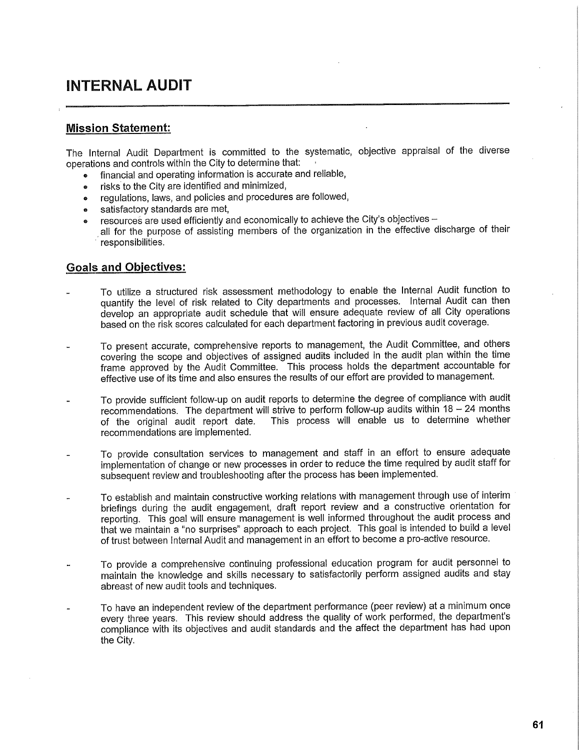# INTERNAL AUDIT

## Mission Statement:

The Internal Audit Department is committed to the systematic, objective appraisal of the diverse operations and controls within the City to determine that:

- financial and operating information is accurate and reliable,
- risks to the City are identified and minimized,
- regulations, laws, and policies and procedures are followed,
- satisfactory standards are met,
- resources are used efficiently and economically to achieve the City's objectives – all for the purpose of assisting members of the organization in the effective discharge of their responsibilities.

## Goals and Objectives:

- To utilize a structured risk assessment methodology to enable the Internal Audit function to quantify the level of risk related to City departments and processes. Internal Audit can then develop an appropriate audit schedule that will ensure adequate review of all City operations based on the risk scores calculated for each department factoring in previous audit coverage.

- To present accurate, comprehensive reports to management, the Audit Committee, and others covering the scope and objectives of assigned audits included in the audit plan within the time frame approved by the Audit Committee. This process holds the department accountable for effective use of its time and also ensures the results of our effort are provided to management.

- To provide sufficient follow-up on audit reports to determine the degree of compliance with audit recommendations. The department will strive to perform follow-up audits within 18 – 24 months of the original audit report date. This process will enable us to determine whether recommendations are implemented.

- To provide consultation services to management and staff in an effort to ensure adequate implementation of change or new processes in order to reduce the time required by audit staff for subsequent review and troubleshooting after the process has been implemented.

- To establish and maintain constructive working relations with management through use of interim briefings during the audit engagement, draft report review and a constructive orientation for reporting. This goal will ensure management is well informed throughout the audit process and that we maintain a "no surprises" approach to each project. This goal is intended to build a level of trust between Internal Audit and management in an effort to become a pro-active resource.

- To provide a comprehensive continuing professional education program for audit personnel to maintain the knowledge and skills necessary to satisfactorily perform assigned audits and stay abreast of new audit tools and techniques.

- To have an independent review of the department performance (peer review) at a minimum once every three years. This review should address the quality of work performed, the department's compliance with its objectives and audit standards and the affect the department has had upon the City.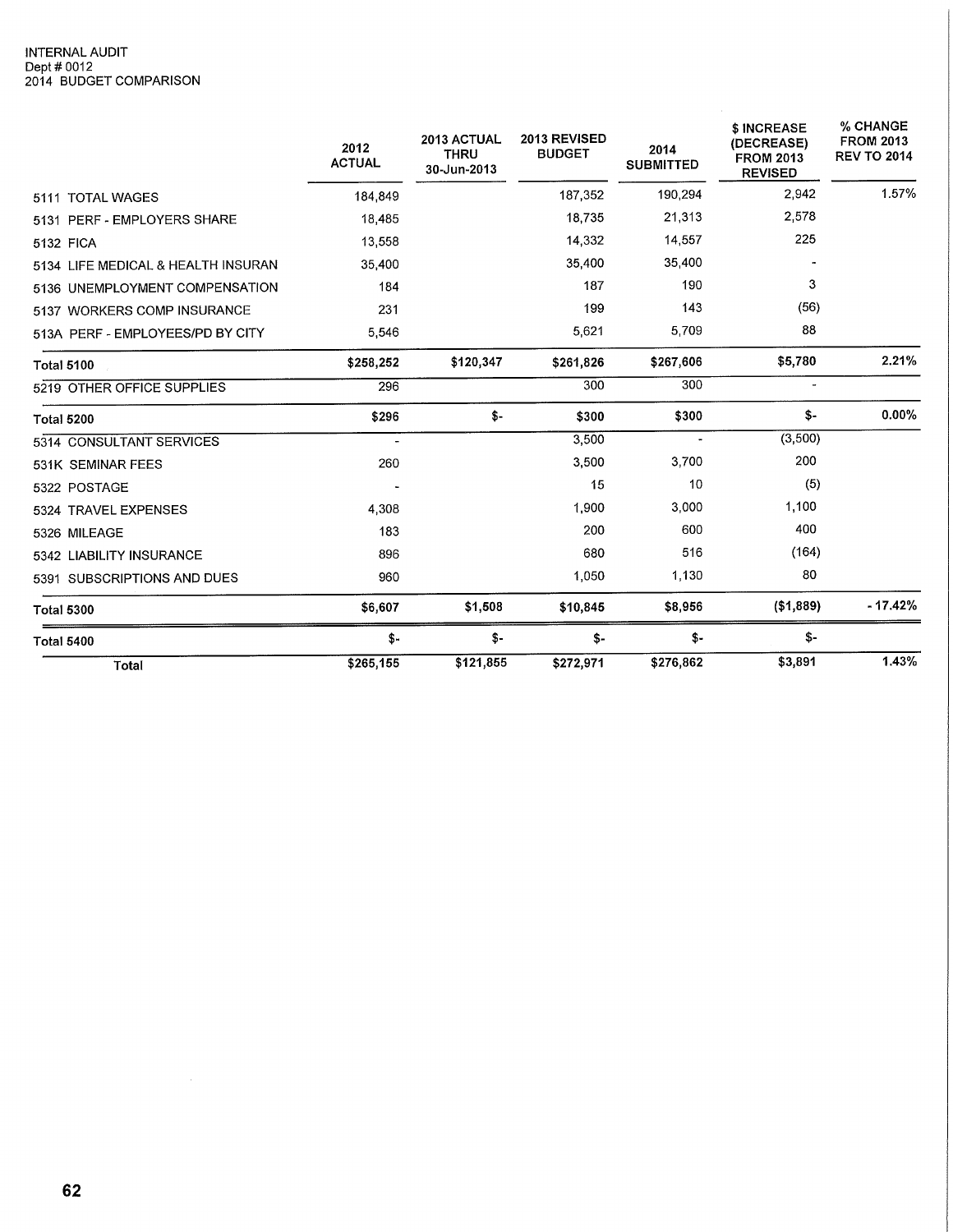INTERNAL AUDIT
Dept # 0012
2014 BUDGET COMPARISON

| | 2012 ACTUAL | 2013 ACTUAL THRU 30-Jun-2013 | 2013 REVISED BUDGET | 2014 SUBMITTED | $ INCREASE (DECREASE) FROM 2013 REVISED | % CHANGE FROM 2013 REV TO 2014 |
|---|---|---|---|---|---|---|
| 5111 TOTAL WAGES | 184,849 | | 187,352 | 190,294 | 2,942 | 1.57% |
| 5131 PERF - EMPLOYERS SHARE | 18,485 | | 18,735 | 21,313 | 2,578 | |
| 5132 FICA | 13,558 | | 14,332 | 14,557 | 225 | |
| 5134 LIFE MEDICAL & HEALTH INSURAN | 35,400 | | 35,400 | 35,400 | - | |
| 5136 UNEMPLOYMENT COMPENSATION | 184 | | 187 | 190 | 3 | |
| 5137 WORKERS COMP INSURANCE | 231 | | 199 | 143 | (56) | |
| 513A PERF - EMPLOYEES/PD BY CITY | 5,546 | | 5,621 | 5,709 | 88 | |
| **Total 5100** | $258,252 | $120,347 | $261,826 | $267,606 | $5,780 | 2.21% |
| 5219 OTHER OFFICE SUPPLIES | 296 | | 300 | 300 | - | |
| **Total 5200** | $296 | $- | $300 | $300 | $- | 0.00% |
| 5314 CONSULTANT SERVICES | - | | 3,500 | - | (3,500) | |
| 531K SEMINAR FEES | 260 | | 3,500 | 3,700 | 200 | |
| 5322 POSTAGE | - | | 15 | 10 | (5) | |
| 5324 TRAVEL EXPENSES | 4,308 | | 1,900 | 3,000 | 1,100 | |
| 5326 MILEAGE | 183 | | 200 | 600 | 400 | |
| 5342 LIABILITY INSURANCE | 896 | | 680 | 516 | (164) | |
| 5391 SUBSCRIPTIONS AND DUES | 960 | | 1,050 | 1,130 | 80 | |
| **Total 5300** | $6,607 | $1,508 | $10,845 | $8,956 | ($1,889) | - 17.42% |
| **Total 5400** | $- | $- | $- | $- | $- | |
| Total | $265,155 | $121,855 | $272,971 | $276,862 | $3,891 | 1.43% |